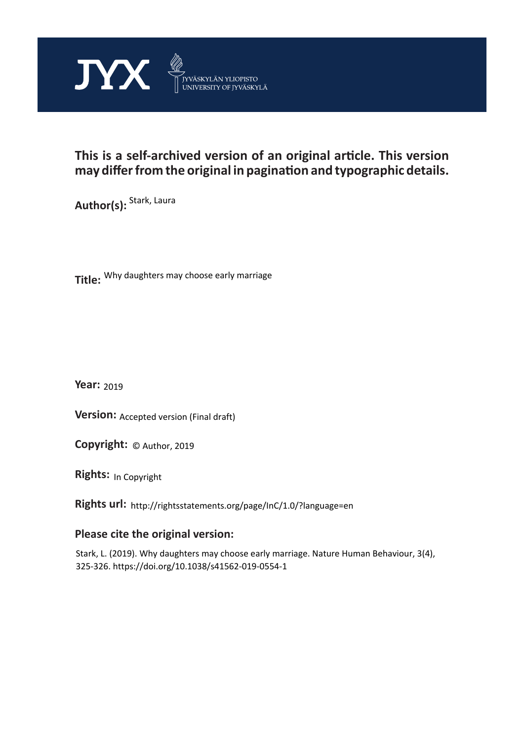JYX JYVÄSKYLÄN YLIOPISTO UNIVERSITY OF JYVÄSKYLÄ

**This is a self-archived version of an original article. This version may differ from the original in pagination and typographic details.**

**Author(s):** Stark, Laura

**Title:** Why daughters may choose early marriage

**Year:** 2019

**Version:** Accepted version (Final draft)

**Copyright:** © Author, 2019

**Rights:** In Copyright

**Rights url:** http://rightsstatements.org/page/InC/1.0/?language=en

**Please cite the original version:**

Stark, L. (2019). Why daughters may choose early marriage. Nature Human Behaviour, 3(4), 325-326. https://doi.org/10.1038/s41562-019-0554-1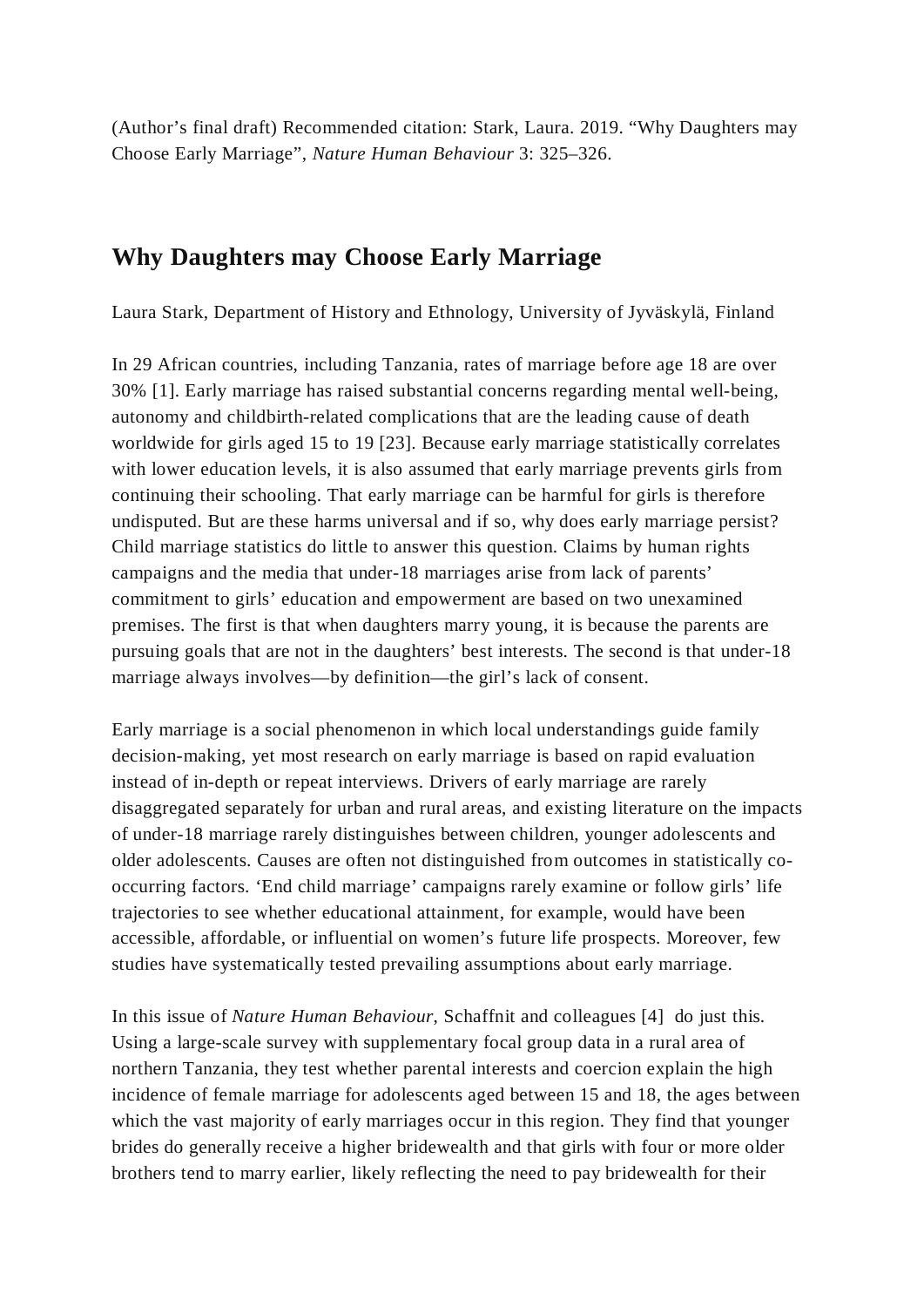(Author's final draft) Recommended citation: Stark, Laura. 2019. "Why Daughters may Choose Early Marriage", *Nature Human Behaviour* 3: 325–326.

## Why Daughters may Choose Early Marriage

Laura Stark, Department of History and Ethnology, University of Jyväskylä, Finland

In 29 African countries, including Tanzania, rates of marriage before age 18 are over 30% [1]. Early marriage has raised substantial concerns regarding mental well-being, autonomy and childbirth-related complications that are the leading cause of death worldwide for girls aged 15 to 19 [23]. Because early marriage statistically correlates with lower education levels, it is also assumed that early marriage prevents girls from continuing their schooling. That early marriage can be harmful for girls is therefore undisputed. But are these harms universal and if so, why does early marriage persist? Child marriage statistics do little to answer this question. Claims by human rights campaigns and the media that under-18 marriages arise from lack of parents' commitment to girls' education and empowerment are based on two unexamined premises. The first is that when daughters marry young, it is because the parents are pursuing goals that are not in the daughters' best interests. The second is that under-18 marriage always involves—by definition—the girl's lack of consent.

Early marriage is a social phenomenon in which local understandings guide family decision-making, yet most research on early marriage is based on rapid evaluation instead of in-depth or repeat interviews. Drivers of early marriage are rarely disaggregated separately for urban and rural areas, and existing literature on the impacts of under-18 marriage rarely distinguishes between children, younger adolescents and older adolescents. Causes are often not distinguished from outcomes in statistically co-occurring factors. 'End child marriage' campaigns rarely examine or follow girls' life trajectories to see whether educational attainment, for example, would have been accessible, affordable, or influential on women's future life prospects. Moreover, few studies have systematically tested prevailing assumptions about early marriage.

In this issue of *Nature Human Behaviour*, Schaffnit and colleagues [4] do just this. Using a large-scale survey with supplementary focal group data in a rural area of northern Tanzania, they test whether parental interests and coercion explain the high incidence of female marriage for adolescents aged between 15 and 18, the ages between which the vast majority of early marriages occur in this region. They find that younger brides do generally receive a higher bridewealth and that girls with four or more older brothers tend to marry earlier, likely reflecting the need to pay bridewealth for their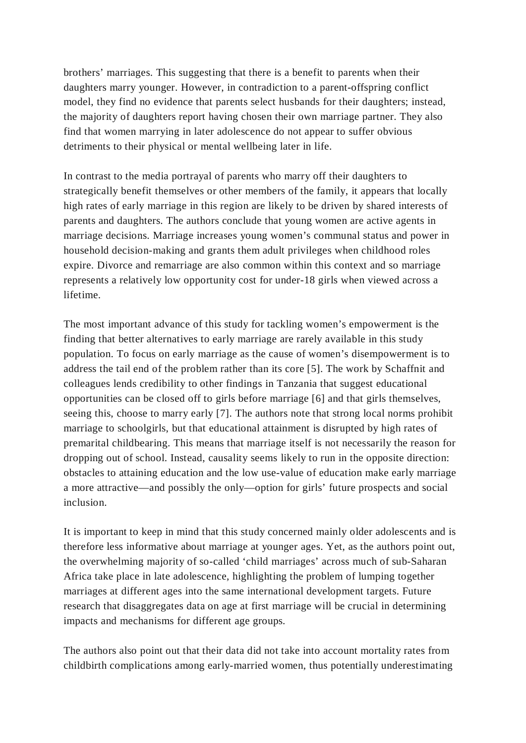brothers' marriages. This suggesting that there is a benefit to parents when their daughters marry younger. However, in contradiction to a parent-offspring conflict model, they find no evidence that parents select husbands for their daughters; instead, the majority of daughters report having chosen their own marriage partner. They also find that women marrying in later adolescence do not appear to suffer obvious detriments to their physical or mental wellbeing later in life.

In contrast to the media portrayal of parents who marry off their daughters to strategically benefit themselves or other members of the family, it appears that locally high rates of early marriage in this region are likely to be driven by shared interests of parents and daughters. The authors conclude that young women are active agents in marriage decisions. Marriage increases young women's communal status and power in household decision-making and grants them adult privileges when childhood roles expire. Divorce and remarriage are also common within this context and so marriage represents a relatively low opportunity cost for under-18 girls when viewed across a lifetime.

The most important advance of this study for tackling women's empowerment is the finding that better alternatives to early marriage are rarely available in this study population. To focus on early marriage as the cause of women's disempowerment is to address the tail end of the problem rather than its core [5]. The work by Schaffnit and colleagues lends credibility to other findings in Tanzania that suggest educational opportunities can be closed off to girls before marriage [6] and that girls themselves, seeing this, choose to marry early [7]. The authors note that strong local norms prohibit marriage to schoolgirls, but that educational attainment is disrupted by high rates of premarital childbearing. This means that marriage itself is not necessarily the reason for dropping out of school. Instead, causality seems likely to run in the opposite direction: obstacles to attaining education and the low use-value of education make early marriage a more attractive—and possibly the only—option for girls' future prospects and social inclusion.

It is important to keep in mind that this study concerned mainly older adolescents and is therefore less informative about marriage at younger ages. Yet, as the authors point out, the overwhelming majority of so-called 'child marriages' across much of sub-Saharan Africa take place in late adolescence, highlighting the problem of lumping together marriages at different ages into the same international development targets. Future research that disaggregates data on age at first marriage will be crucial in determining impacts and mechanisms for different age groups.

The authors also point out that their data did not take into account mortality rates from childbirth complications among early-married women, thus potentially underestimating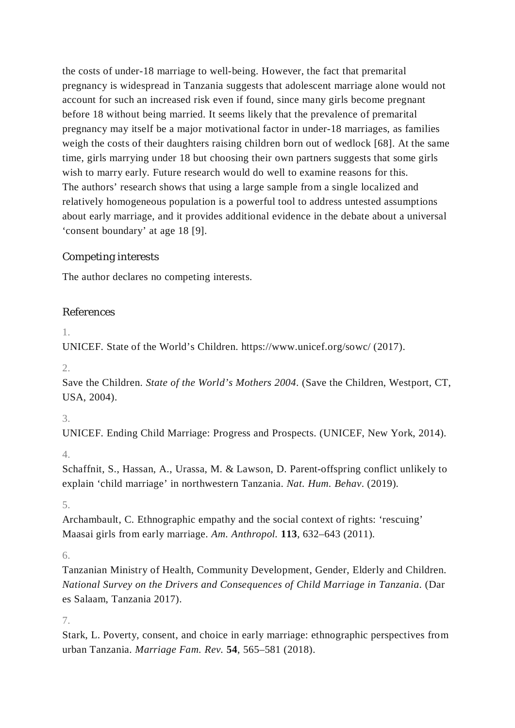the costs of under-18 marriage to well-being. However, the fact that premarital pregnancy is widespread in Tanzania suggests that adolescent marriage alone would not account for such an increased risk even if found, since many girls become pregnant before 18 without being married. It seems likely that the prevalence of premarital pregnancy may itself be a major motivational factor in under-18 marriages, as families weigh the costs of their daughters raising children born out of wedlock [68]. At the same time, girls marrying under 18 but choosing their own partners suggests that some girls wish to marry early. Future research would do well to examine reasons for this.

The authors' research shows that using a large sample from a single localized and relatively homogeneous population is a powerful tool to address untested assumptions about early marriage, and it provides additional evidence in the debate about a universal 'consent boundary' at age 18 [9].

## Competing interests

The author declares no competing interests.

## References

1. UNICEF. State of the World's Children. https://www.unicef.org/sowc/ (2017).

2. Save the Children. *State of the World's Mothers 2004*. (Save the Children, Westport, CT, USA, 2004).

3. UNICEF. Ending Child Marriage: Progress and Prospects. (UNICEF, New York, 2014).

4. Schaffnit, S., Hassan, A., Urassa, M. & Lawson, D. Parent-offspring conflict unlikely to explain 'child marriage' in northwestern Tanzania. *Nat. Hum. Behav*. (2019).

5. Archambault, C. Ethnographic empathy and the social context of rights: 'rescuing' Maasai girls from early marriage. *Am. Anthropol.* **113**, 632–643 (2011).

6. Tanzanian Ministry of Health, Community Development, Gender, Elderly and Children. *National Survey on the Drivers and Consequences of Child Marriage in Tanzania*. (Dar es Salaam, Tanzania 2017).

7. Stark, L. Poverty, consent, and choice in early marriage: ethnographic perspectives from urban Tanzania. *Marriage Fam. Rev.* **54**, 565–581 (2018).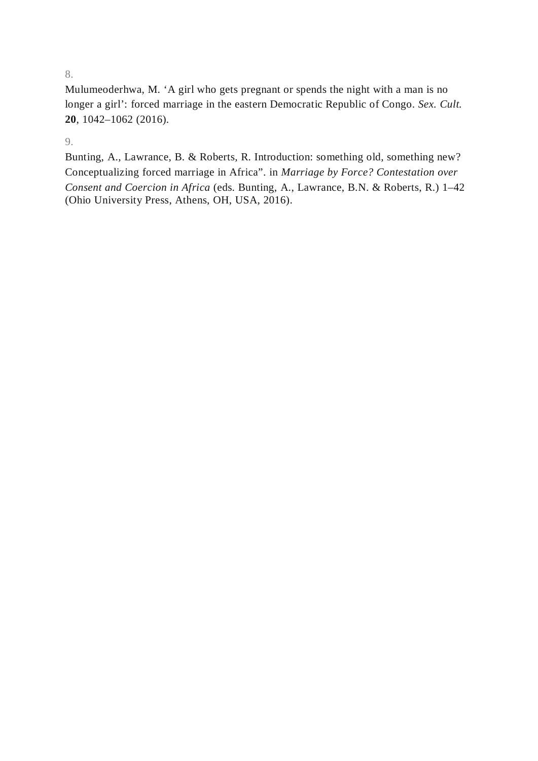8.

Mulumeoderhwa, M. ‘A girl who gets pregnant or spends the night with a man is no longer a girl’: forced marriage in the eastern Democratic Republic of Congo. *Sex. Cult.* **20**, 1042–1062 (2016).

9.

Bunting, A., Lawrance, B. & Roberts, R. Introduction: something old, something new? Conceptualizing forced marriage in Africa”. in *Marriage by Force? Contestation over Consent and Coercion in Africa* (eds. Bunting, A., Lawrance, B.N. & Roberts, R.) 1–42 (Ohio University Press, Athens, OH, USA, 2016).